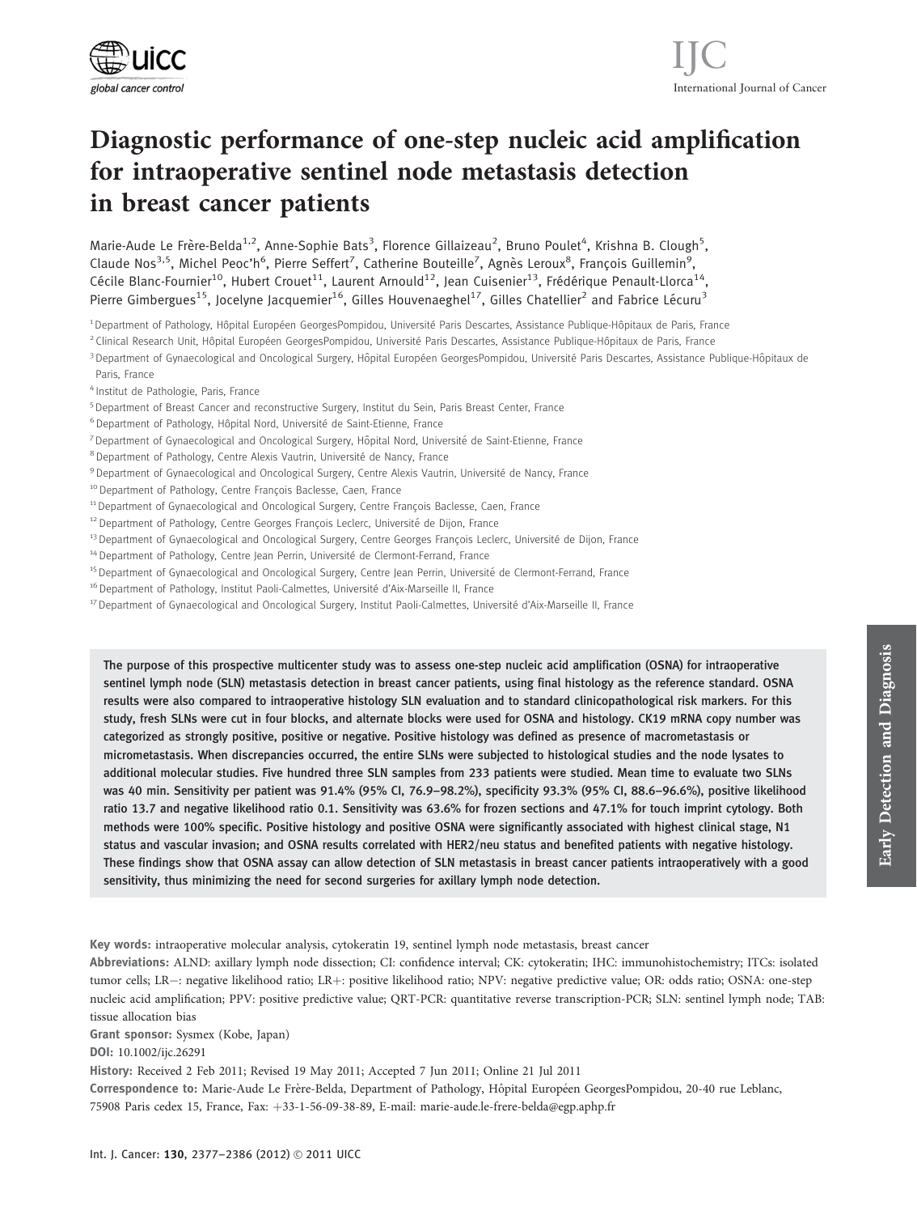# Diagnostic performance of one-step nucleic acid amplification for intraoperative sentinel node metastasis detection in breast cancer patients

Marie-Aude Le Frère-Belda[1,2], Anne-Sophie Bats[3], Florence Gillaizeau[2], Bruno Poulet[4], Krishna B. Clough[5], Claude Nos[3,5], Michel Peoc'h[6], Pierre Seffert[7], Catherine Bouteille[7], Agnès Leroux[8], François Guillemin[9], Cécile Blanc-Fournier[10], Hubert Crouet[11], Laurent Arnould[12], Jean Cuisenier[13], Frédérique Penault-Llorca[14], Pierre Gimbergues[15], Jocelyne Jacquemier[16], Gilles Houvenaeghel[17], Gilles Chatellier[2] and Fabrice Lécuru[3]

[1] Department of Pathology, Hôpital Européen GeorgesPompidou, Université Paris Descartes, Assistance Publique-Hôpitaux de Paris, France
[2] Clinical Research Unit, Hôpital Européen GeorgesPompidou, Université Paris Descartes, Assistance Publique-Hôpitaux de Paris, France
[3] Department of Gynaecological and Oncological Surgery, Hôpital Européen GeorgesPompidou, Université Paris Descartes, Assistance Publique-Hôpitaux de Paris, France
[4] Institut de Pathologie, Paris, France
[5] Department of Breast Cancer and reconstructive Surgery, Institut du Sein, Paris Breast Center, France
[6] Department of Pathology, Hôpital Nord, Université de Saint-Etienne, France
[7] Department of Gynaecological and Oncological Surgery, Hôpital Nord, Université de Saint-Etienne, France
[8] Department of Pathology, Centre Alexis Vautrin, Université de Nancy, France
[9] Department of Gynaecological and Oncological Surgery, Centre Alexis Vautrin, Université de Nancy, France
[10] Department of Pathology, Centre François Baclesse, Caen, France
[11] Department of Gynaecological and Oncological Surgery, Centre François Baclesse, Caen, France
[12] Department of Pathology, Centre Georges François Leclerc, Université de Dijon, France
[13] Department of Gynaecological and Oncological Surgery, Centre Georges François Leclerc, Université de Dijon, France
[14] Department of Pathology, Centre Jean Perrin, Université de Clermont-Ferrand, France
[15] Department of Gynaecological and Oncological Surgery, Centre Jean Perrin, Université de Clermont-Ferrand, France
[16] Department of Pathology, Institut Paoli-Calmettes, Université d'Aix-Marseille II, France
[17] Department of Gynaecological and Oncological Surgery, Institut Paoli-Calmettes, Université d'Aix-Marseille II, France

**The purpose of this prospective multicenter study was to assess one-step nucleic acid amplification (OSNA) for intraoperative sentinel lymph node (SLN) metastasis detection in breast cancer patients, using final histology as the reference standard. OSNA results were also compared to intraoperative histology SLN evaluation and to standard clinicopathological risk markers. For this study, fresh SLNs were cut in four blocks, and alternate blocks were used for OSNA and histology. CK19 mRNA copy number was categorized as strongly positive, positive or negative. Positive histology was defined as presence of macrometastasis or micrometastasis. When discrepancies occurred, the entire SLNs were subjected to histological studies and the node lysates to additional molecular studies. Five hundred three SLN samples from 233 patients were studied. Mean time to evaluate two SLNs was 40 min. Sensitivity per patient was 91.4% (95% CI, 76.9–98.2%), specificity 93.3% (95% CI, 88.6–96.6%), positive likelihood ratio 13.7 and negative likelihood ratio 0.1. Sensitivity was 63.6% for frozen sections and 47.1% for touch imprint cytology. Both methods were 100% specific. Positive histology and positive OSNA were significantly associated with highest clinical stage, N1 status and vascular invasion; and OSNA results correlated with HER2/neu status and benefited patients with negative histology. These findings show that OSNA assay can allow detection of SLN metastasis in breast cancer patients intraoperatively with a good sensitivity, thus minimizing the need for second surgeries for axillary lymph node detection.**

**Key words:** intraoperative molecular analysis, cytokeratin 19, sentinel lymph node metastasis, breast cancer

**Abbreviations:** ALND: axillary lymph node dissection; CI: confidence interval; CK: cytokeratin; IHC: immunohistochemistry; ITCs: isolated tumor cells; LR−: negative likelihood ratio; LR+: positive likelihood ratio; NPV: negative predictive value; OR: odds ratio; OSNA: one-step nucleic acid amplification; PPV: positive predictive value; QRT-PCR: quantitative reverse transcription-PCR; SLN: sentinel lymph node; TAB: tissue allocation bias

**Grant sponsor:** Sysmex (Kobe, Japan)

**DOI:** 10.1002/ijc.26291

**History:** Received 2 Feb 2011; Revised 19 May 2011; Accepted 7 Jun 2011; Online 21 Jul 2011

**Correspondence to:** Marie-Aude Le Frère-Belda, Department of Pathology, Hôpital Européen GeorgesPompidou, 20-40 rue Leblanc, 75908 Paris cedex 15, France, Fax: +33-1-56-09-38-89, E-mail: marie-aude.le-frere-belda@egp.aphp.fr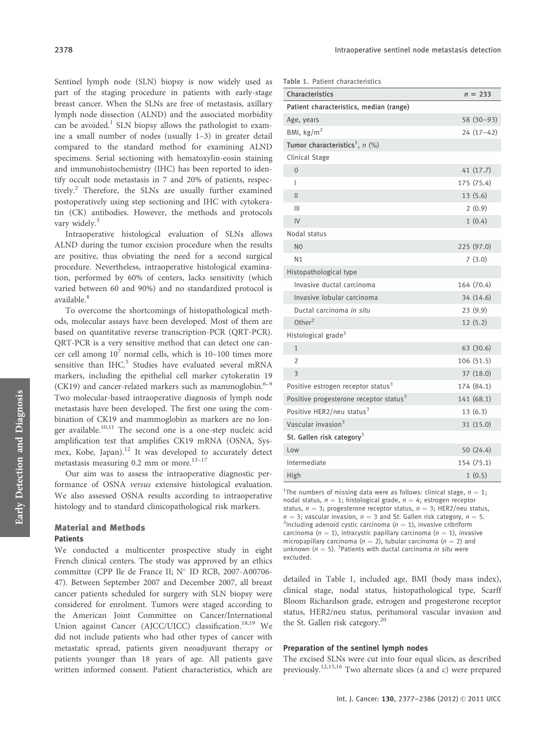Sentinel lymph node (SLN) biopsy is now widely used as part of the staging procedure in patients with early-stage breast cancer. When the SLNs are free of metastasis, axillary lymph node dissection (ALND) and the associated morbidity can be avoided.[1] SLN biopsy allows the pathologist to examine a small number of nodes (usually 1–3) in greater detail compared to the standard method for examining ALND specimens. Serial sectioning with hematoxylin-eosin staining and immunohistochemistry (IHC) has been reported to identify occult node metastasis in 7 and 20% of patients, respectively.[2] Therefore, the SLNs are usually further examined postoperatively using step sectioning and IHC with cytokeratin (CK) antibodies. However, the methods and protocols vary widely.[3]

Intraoperative histological evaluation of SLNs allows ALND during the tumor excision procedure when the results are positive, thus obviating the need for a second surgical procedure. Nevertheless, intraoperative histological examination, performed by 60% of centers, lacks sensitivity (which varied between 60 and 90%) and no standardized protocol is available.[4]

To overcome the shortcomings of histopathological methods, molecular assays have been developed. Most of them are based on quantitative reverse transcription-PCR (QRT-PCR). QRT-PCR is a very sensitive method that can detect one cancer cell among $10^7$ normal cells, which is 10–100 times more sensitive than IHC.[5] Studies have evaluated several mRNA markers, including the epithelial cell marker cytokeratin 19 (CK19) and cancer-related markers such as mammoglobin.[6–9] Two molecular-based intraoperative diagnosis of lymph node metastasis have been developed. The first one using the combination of CK19 and mammoglobin as markers are no longer available.[10,11] The second one is a one-step nucleic acid amplification test that amplifies CK19 mRNA (OSNA, Sysmex, Kobe, Japan).[12] It was developed to accurately detect metastasis measuring 0.2 mm or more.[13–17]

Our aim was to assess the intraoperative diagnostic performance of OSNA *versus* extensive histological evaluation. We also assessed OSNA results according to intraoperative histology and to standard clinicopathological risk markers.

## Material and Methods

### Patients

We conducted a multicenter prospective study in eight French clinical centers. The study was approved by an ethics committee (CPP Ile de France II; N° ID RCB, 2007-A00706-47). Between September 2007 and December 2007, all breast cancer patients scheduled for surgery with SLN biopsy were considered for enrolment. Tumors were staged according to the American Joint Committee on Cancer/International Union against Cancer (AJCC/UICC) classification.[18,19] We did not include patients who had other types of cancer with metastatic spread, patients given neoadjuvant therapy or patients younger than 18 years of age. All patients gave written informed consent. Patient characteristics, which are detailed in Table 1, included age, BMI (body mass index), clinical stage, nodal status, histopathological type, Scarff Bloom Richardson grade, estrogen and progesterone receptor status, HER2/neu status, peritumoral vascular invasion and the St. Gallen risk category.[20]

**Table 1.** Patient characteristics

| Characteristics | $n = 233$ |
|---|---|
| **Patient characteristics, median (range)** | |
| Age, years | 58 (30–93) |
| BMI, kg/m$^2$ | 24 (17–42) |
| **Tumor characteristics[1], *n* (%)** | |
| Clinical Stage | |
| 0 | 41 (17.7) |
| I | 175 (75.4) |
| II | 13 (5.6) |
| III | 2 (0.9) |
| IV | 1 (0.4) |
| Nodal status | |
| N0 | 225 (97.0) |
| N1 | 7 (3.0) |
| Histopathological type | |
| Invasive ductal carcinoma | 164 (70.4) |
| Invasive lobular carcinoma | 34 (14.6) |
| Ductal carcinoma *in situ* | 23 (9.9) |
| Other[2] | 12 (5.2) |
| Histological grade[3] | |
| 1 | 63 (30.6) |
| 2 | 106 (51.5) |
| 3 | 37 (18.0) |
| Positive estrogen receptor status[3] | 174 (84.1) |
| Positive progesterone receptor status[3] | 141 (68.1) |
| Positive HER2/neu status[3] | 13 (6.3) |
| Vascular invasion[3] | 31 (15.0) |
| **St. Gallen risk category[3]** | |
| Low | 50 (24.4) |
| Intermediate | 154 (75.1) |
| High | 1 (0.5) |

[1]The numbers of missing data were as follows: clinical stage, $n = 1$; nodal status, $n = 1$; histological grade, $n = 4$; estrogen receptor status, $n = 3$; progesterone receptor status, $n = 3$; HER2/neu status, $n = 3$; vascular invasion, $n = 3$ and St. Gallen risk category, $n = 5$. [2]Including adenoid cystic carcinoma ($n = 1$), invasive cribriform carcinoma ($n = 1$), intracystic papillary carcinoma ($n = 1$), invasive micropapillary carcinoma ($n = 2$), tubular carcinoma ($n = 2$) and unknown ($n = 5$). [3]Patients with ductal carcinoma *in situ* were excluded.

### Preparation of the sentinel lymph nodes

The excised SLNs were cut into four equal slices, as described previously.[12,15,16] Two alternate slices (a and c) were prepared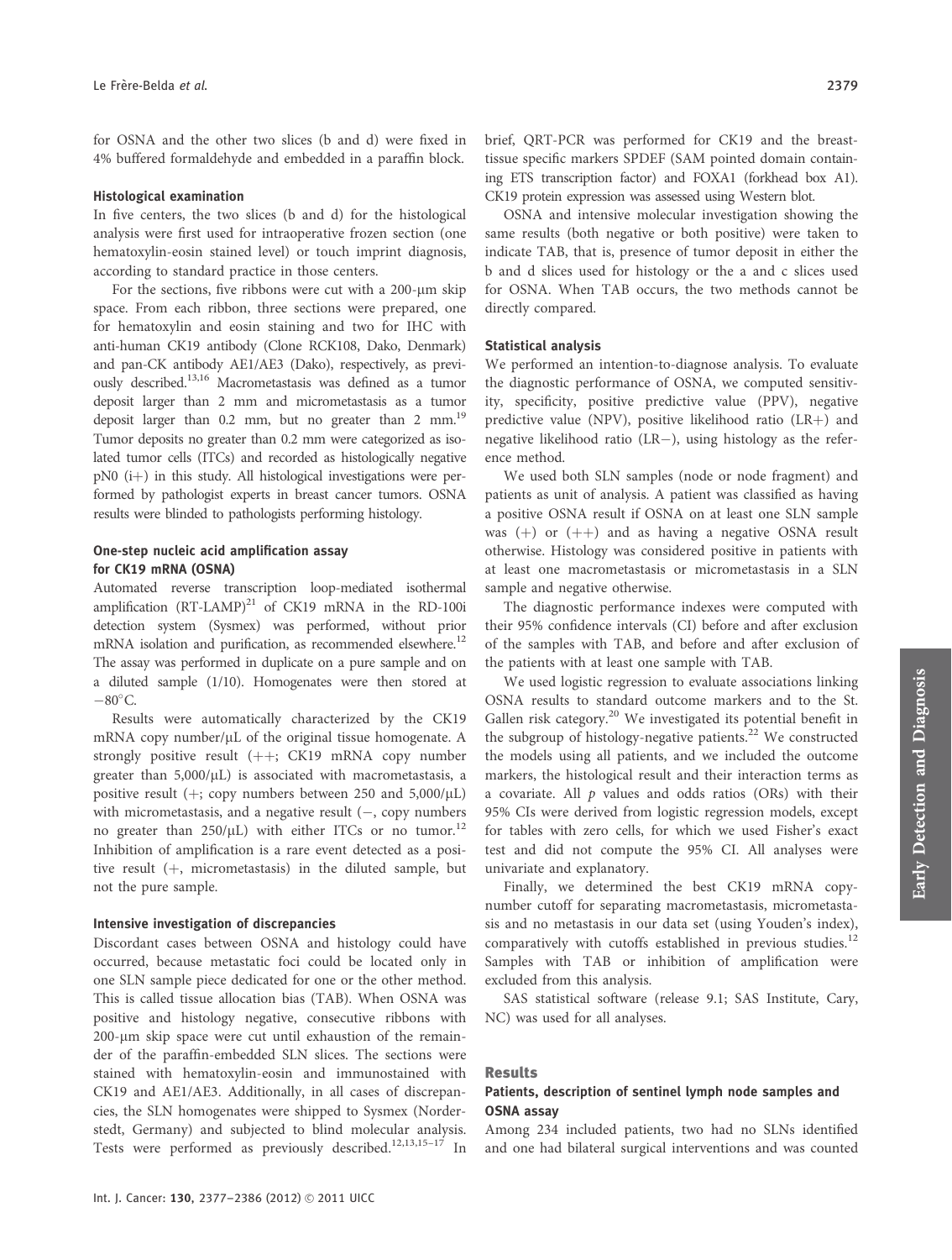for OSNA and the other two slices (b and d) were fixed in 4% buffered formaldehyde and embedded in a paraffin block.

### Histological examination

In five centers, the two slices (b and d) for the histological analysis were first used for intraoperative frozen section (one hematoxylin-eosin stained level) or touch imprint diagnosis, according to standard practice in those centers.

For the sections, five ribbons were cut with a 200-μm skip space. From each ribbon, three sections were prepared, one for hematoxylin and eosin staining and two for IHC with anti-human CK19 antibody (Clone RCK108, Dako, Denmark) and pan-CK antibody AE1/AE3 (Dako), respectively, as previously described.[13,16] Macrometastasis was defined as a tumor deposit larger than 2 mm and micrometastasis as a tumor deposit larger than 0.2 mm, but no greater than 2 mm.[19] Tumor deposits no greater than 0.2 mm were categorized as isolated tumor cells (ITCs) and recorded as histologically negative pN0 (i+) in this study. All histological investigations were performed by pathologist experts in breast cancer tumors. OSNA results were blinded to pathologists performing histology.

### One-step nucleic acid amplification assay for CK19 mRNA (OSNA)

Automated reverse transcription loop-mediated isothermal amplification (RT-LAMP)[21] of CK19 mRNA in the RD-100i detection system (Sysmex) was performed, without prior mRNA isolation and purification, as recommended elsewhere.[12] The assay was performed in duplicate on a pure sample and on a diluted sample (1/10). Homogenates were then stored at −80°C.

Results were automatically characterized by the CK19 mRNA copy number/μL of the original tissue homogenate. A strongly positive result (++; CK19 mRNA copy number greater than 5,000/μL) is associated with macrometastasis, a positive result (+; copy numbers between 250 and 5,000/μL) with micrometastasis, and a negative result (−, copy numbers no greater than 250/μL) with either ITCs or no tumor.[12] Inhibition of amplification is a rare event detected as a positive result (+, micrometastasis) in the diluted sample, but not the pure sample.

### Intensive investigation of discrepancies

Discordant cases between OSNA and histology could have occurred, because metastatic foci could be located only in one SLN sample piece dedicated for one or the other method. This is called tissue allocation bias (TAB). When OSNA was positive and histology negative, consecutive ribbons with 200-μm skip space were cut until exhaustion of the remainder of the paraffin-embedded SLN slices. The sections were stained with hematoxylin-eosin and immunostained with CK19 and AE1/AE3. Additionally, in all cases of discrepancies, the SLN homogenates were shipped to Sysmex (Norderstedt, Germany) and subjected to blind molecular analysis. Tests were performed as previously described.[12,13,15–17] In brief, QRT-PCR was performed for CK19 and the breast-tissue specific markers SPDEF (SAM pointed domain containing ETS transcription factor) and FOXA1 (forkhead box A1). CK19 protein expression was assessed using Western blot.

OSNA and intensive molecular investigation showing the same results (both negative or both positive) were taken to indicate TAB, that is, presence of tumor deposit in either the b and d slices used for histology or the a and c slices used for OSNA. When TAB occurs, the two methods cannot be directly compared.

### Statistical analysis

We performed an intention-to-diagnose analysis. To evaluate the diagnostic performance of OSNA, we computed sensitivity, specificity, positive predictive value (PPV), negative predictive value (NPV), positive likelihood ratio (LR+) and negative likelihood ratio (LR−), using histology as the reference method.

We used both SLN samples (node or node fragment) and patients as unit of analysis. A patient was classified as having a positive OSNA result if OSNA on at least one SLN sample was (+) or (++) and as having a negative OSNA result otherwise. Histology was considered positive in patients with at least one macrometastasis or micrometastasis in a SLN sample and negative otherwise.

The diagnostic performance indexes were computed with their 95% confidence intervals (CI) before and after exclusion of the samples with TAB, and before and after exclusion of the patients with at least one sample with TAB.

We used logistic regression to evaluate associations linking OSNA results to standard outcome markers and to the St. Gallen risk category.[20] We investigated its potential benefit in the subgroup of histology-negative patients.[22] We constructed the models using all patients, and we included the outcome markers, the histological result and their interaction terms as a covariate. All $p$ values and odds ratios (ORs) with their 95% CIs were derived from logistic regression models, except for tables with zero cells, for which we used Fisher's exact test and did not compute the 95% CI. All analyses were univariate and explanatory.

Finally, we determined the best CK19 mRNA copy-number cutoff for separating macrometastasis, micrometastasis and no metastasis in our data set (using Youden's index), comparatively with cutoffs established in previous studies.[12] Samples with TAB or inhibition of amplification were excluded from this analysis.

SAS statistical software (release 9.1; SAS Institute, Cary, NC) was used for all analyses.

## Results

### Patients, description of sentinel lymph node samples and OSNA assay

Among 234 included patients, two had no SLNs identified and one had bilateral surgical interventions and was counted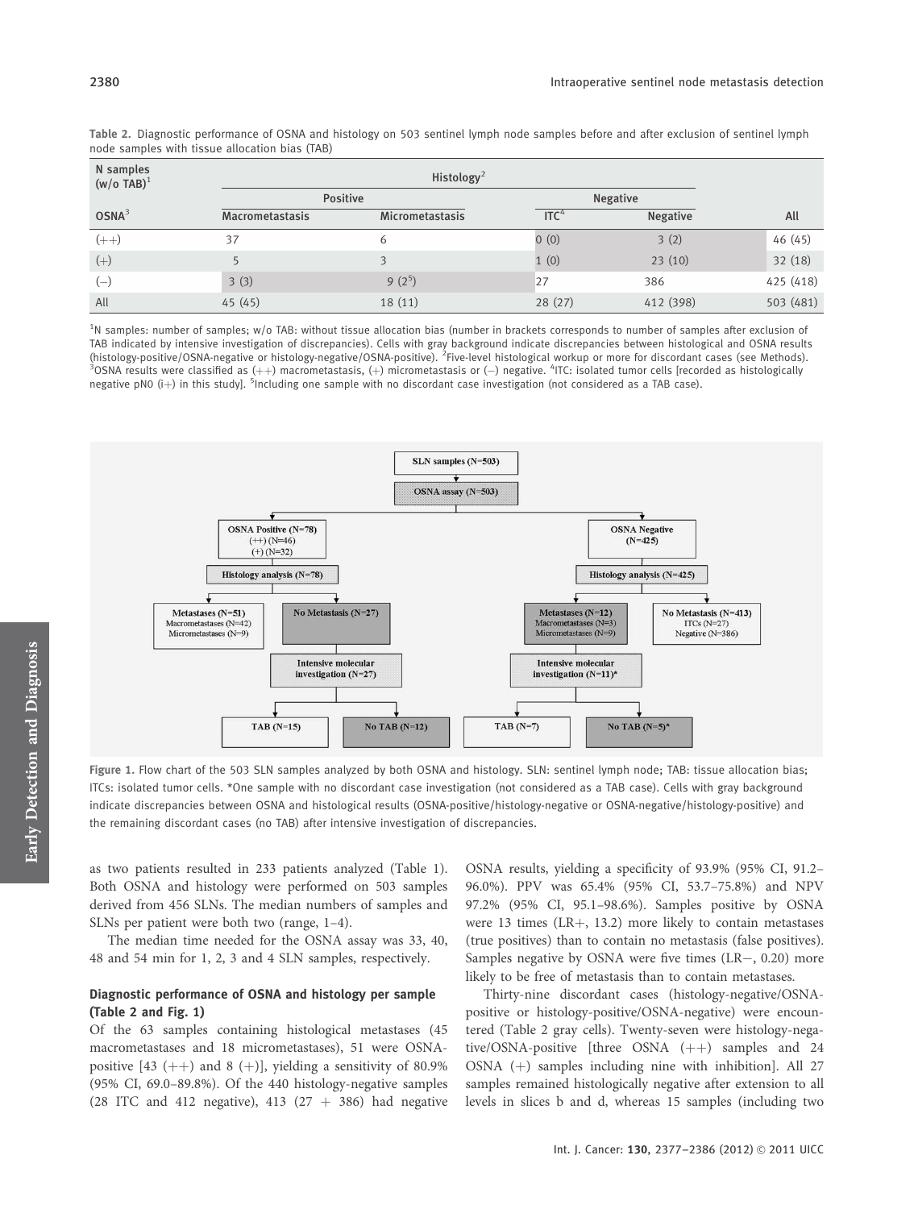Table 2. Diagnostic performance of OSNA and histology on 503 sentinel lymph node samples before and after exclusion of sentinel lymph node samples with tissue allocation bias (TAB)

| N samples (w/o TAB)[1] | Histology[2] | | | | |
|---|---|---|---|---|---|
| | Positive | | Negative | | |
| OSNA[3] | Macrometastasis | Micrometastasis | ITC[4] | Negative | All |
| (++) | 37 | 6 | 0 (0) | 3 (2) | 46 (45) |
| (+) | 5 | 3 | 1 (0) | 23 (10) | 32 (18) |
| (−) | 3 (3) | 9 (2[5]) | 27 | 386 | 425 (418) |
| All | 45 (45) | 18 (11) | 28 (27) | 412 (398) | 503 (481) |

[1]N samples: number of samples; w/o TAB: without tissue allocation bias (number in brackets corresponds to number of samples after exclusion of TAB indicated by intensive investigation of discrepancies). Cells with gray background indicate discrepancies between histological and OSNA results (histology-positive/OSNA-negative or histology-negative/OSNA-positive). [2]Five-level histological workup or more for discordant cases (see Methods). [3]OSNA results were classified as (++) macrometastasis, (+) micrometastasis or (−) negative. [4]ITC: isolated tumor cells [recorded as histologically negative pN0 (i+) in this study]. [5]Including one sample with no discordant case investigation (not considered as a TAB case).

Figure 1. Flow chart of the 503 SLN samples analyzed by both OSNA and histology. SLN: sentinel lymph node; TAB: tissue allocation bias; ITCs: isolated tumor cells. *One sample with no discordant case investigation (not considered as a TAB case). Cells with gray background indicate discrepancies between OSNA and histological results (OSNA-positive/histology-negative or OSNA-negative/histology-positive) and the remaining discordant cases (no TAB) after intensive investigation of discrepancies.

as two patients resulted in 233 patients analyzed (Table 1). Both OSNA and histology were performed on 503 samples derived from 456 SLNs. The median numbers of samples and SLNs per patient were both two (range, 1–4).

The median time needed for the OSNA assay was 33, 40, 48 and 54 min for 1, 2, 3 and 4 SLN samples, respectively.

### Diagnostic performance of OSNA and histology per sample (Table 2 and Fig. 1)

Of the 63 samples containing histological metastases (45 macrometastases and 18 micrometastases), 51 were OSNA-positive [43 (++) and 8 (+)], yielding a sensitivity of 80.9% (95% CI, 69.0–89.8%). Of the 440 histology-negative samples (28 ITC and 412 negative), 413 (27 + 386) had negative OSNA results, yielding a specificity of 93.9% (95% CI, 91.2–96.0%). PPV was 65.4% (95% CI, 53.7–75.8%) and NPV 97.2% (95% CI, 95.1–98.6%). Samples positive by OSNA were 13 times (LR+, 13.2) more likely to contain metastases (true positives) than to contain no metastasis (false positives). Samples negative by OSNA were five times (LR−, 0.20) more likely to be free of metastasis than to contain metastases.

Thirty-nine discordant cases (histology-negative/OSNA-positive or histology-positive/OSNA-negative) were encountered (Table 2 gray cells). Twenty-seven were histology-negative/OSNA-positive [three OSNA (++) samples and 24 OSNA (+) samples including nine with inhibition]. All 27 samples remained histologically negative after extension to all levels in slices b and d, whereas 15 samples (including two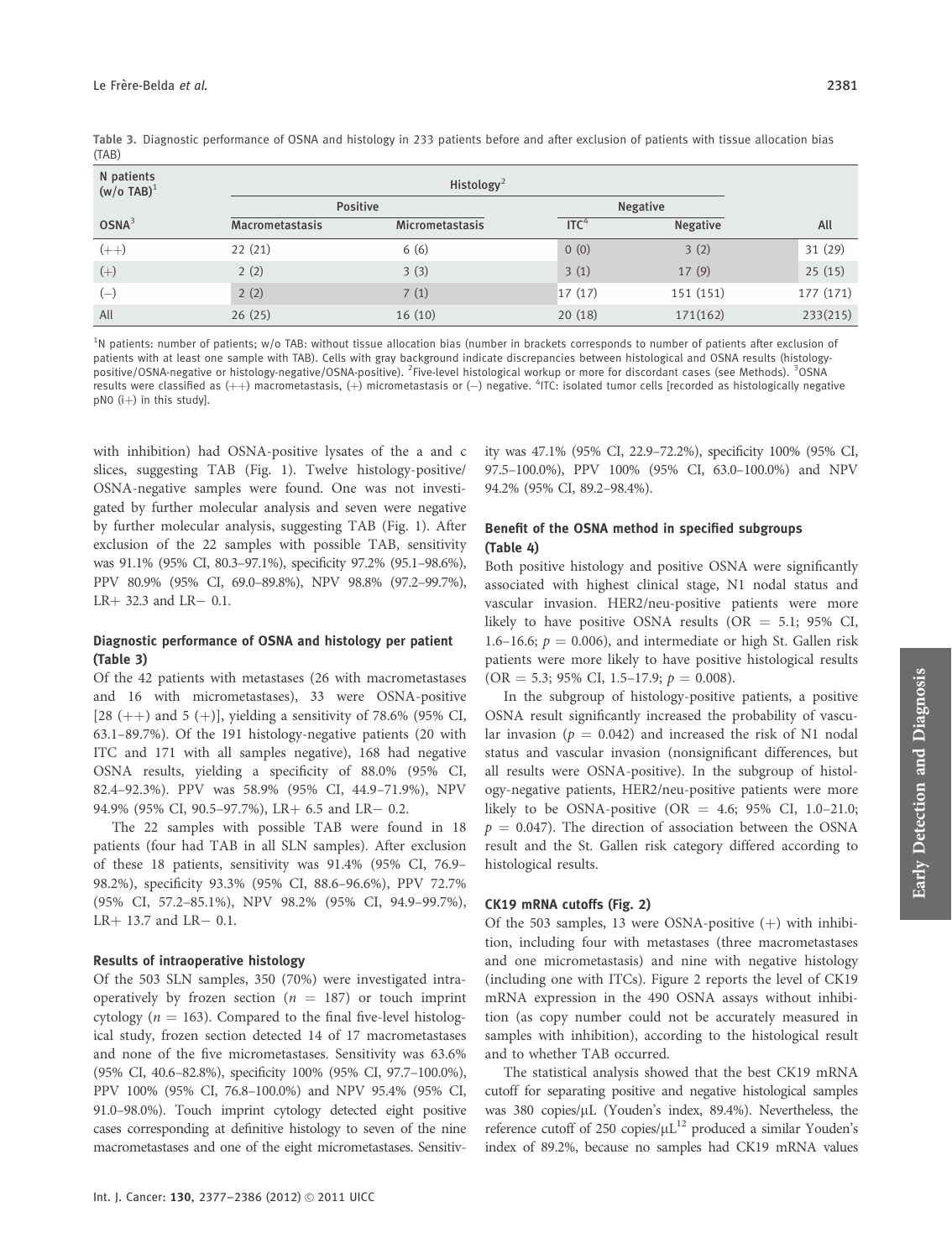Table 3. Diagnostic performance of OSNA and histology in 233 patients before and after exclusion of patients with tissue allocation bias (TAB)

| N patients (w/o TAB)[1] | Histology[2] | | | | |
|---|---|---|---|---|---|
| | Positive | | Negative | | |
| OSNA[3] | Macrometastasis | Micrometastasis | ITC[4] | Negative | All |
| (++) | 22 (21) | 6 (6) | 0 (0) | 3 (2) | 31 (29) |
| (+) | 2 (2) | 3 (3) | 3 (1) | 17 (9) | 25 (15) |
| (−) | 2 (2) | 7 (1) | 17 (17) | 151 (151) | 177 (171) |
| All | 26 (25) | 16 (10) | 20 (18) | 171(162) | 233(215) |

[1]N patients: number of patients; w/o TAB: without tissue allocation bias (number in brackets corresponds to number of patients after exclusion of patients with at least one sample with TAB). Cells with gray background indicate discrepancies between histological and OSNA results (histology-positive/OSNA-negative or histology-negative/OSNA-positive). [2]Five-level histological workup or more for discordant cases (see Methods). [3]OSNA results were classified as (++) macrometastasis, (+) micrometastasis or (−) negative. [4]ITC: isolated tumor cells [recorded as histologically negative pN0 (i+) in this study].

with inhibition) had OSNA-positive lysates of the a and c slices, suggesting TAB (Fig. 1). Twelve histology-positive/OSNA-negative samples were found. One was not investigated by further molecular analysis and seven were negative by further molecular analysis, suggesting TAB (Fig. 1). After exclusion of the 22 samples with possible TAB, sensitivity was 91.1% (95% CI, 80.3–97.1%), specificity 97.2% (95.1–98.6%), PPV 80.9% (95% CI, 69.0–89.8%), NPV 98.8% (97.2–99.7%), LR+ 32.3 and LR− 0.1.

### Diagnostic performance of OSNA and histology per patient (Table 3)

Of the 42 patients with metastases (26 with macrometastases and 16 with micrometastases), 33 were OSNA-positive [28 (++) and 5 (+)], yielding a sensitivity of 78.6% (95% CI, 63.1–89.7%). Of the 191 histology-negative patients (20 with ITC and 171 with all samples negative), 168 had negative OSNA results, yielding a specificity of 88.0% (95% CI, 82.4–92.3%). PPV was 58.9% (95% CI, 44.9–71.9%), NPV 94.9% (95% CI, 90.5–97.7%), LR+ 6.5 and LR− 0.2.

The 22 samples with possible TAB were found in 18 patients (four had TAB in all SLN samples). After exclusion of these 18 patients, sensitivity was 91.4% (95% CI, 76.9–98.2%), specificity 93.3% (95% CI, 88.6–96.6%), PPV 72.7% (95% CI, 57.2–85.1%), NPV 98.2% (95% CI, 94.9–99.7%), LR+ 13.7 and LR− 0.1.

### Results of intraoperative histology

Of the 503 SLN samples, 350 (70%) were investigated intraoperatively by frozen section ($n$ = 187) or touch imprint cytology ($n$ = 163). Compared to the final five-level histological study, frozen section detected 14 of 17 macrometastases and none of the five micrometastases. Sensitivity was 63.6% (95% CI, 40.6–82.8%), specificity 100% (95% CI, 97.7–100.0%), PPV 100% (95% CI, 76.8–100.0%) and NPV 95.4% (95% CI, 91.0–98.0%). Touch imprint cytology detected eight positive cases corresponding at definitive histology to seven of the nine macrometastases and one of the eight micrometastases. Sensitivity was 47.1% (95% CI, 22.9–72.2%), specificity 100% (95% CI, 97.5–100.0%), PPV 100% (95% CI, 63.0–100.0%) and NPV 94.2% (95% CI, 89.2–98.4%).

### Benefit of the OSNA method in specified subgroups (Table 4)

Both positive histology and positive OSNA were significantly associated with highest clinical stage, N1 nodal status and vascular invasion. HER2/neu-positive patients were more likely to have positive OSNA results (OR = 5.1; 95% CI, 1.6–16.6; $p$ = 0.006), and intermediate or high St. Gallen risk patients were more likely to have positive histological results (OR = 5.3; 95% CI, 1.5–17.9; $p$ = 0.008).

In the subgroup of histology-positive patients, a positive OSNA result significantly increased the probability of vascular invasion ($p$ = 0.042) and increased the risk of N1 nodal status and vascular invasion (nonsignificant differences, but all results were OSNA-positive). In the subgroup of histology-negative patients, HER2/neu-positive patients were more likely to be OSNA-positive (OR = 4.6; 95% CI, 1.0–21.0; $p$ = 0.047). The direction of association between the OSNA result and the St. Gallen risk category differed according to histological results.

### CK19 mRNA cutoffs (Fig. 2)

Of the 503 samples, 13 were OSNA-positive (+) with inhibition, including four with metastases (three macrometastases and one micrometastasis) and nine with negative histology (including one with ITCs). Figure 2 reports the level of CK19 mRNA expression in the 490 OSNA assays without inhibition (as copy number could not be accurately measured in samples with inhibition), according to the histological result and to whether TAB occurred.

The statistical analysis showed that the best CK19 mRNA cutoff for separating positive and negative histological samples was 380 copies/μL (Youden's index, 89.4%). Nevertheless, the reference cutoff of 250 copies/μL[12] produced a similar Youden's index of 89.2%, because no samples had CK19 mRNA values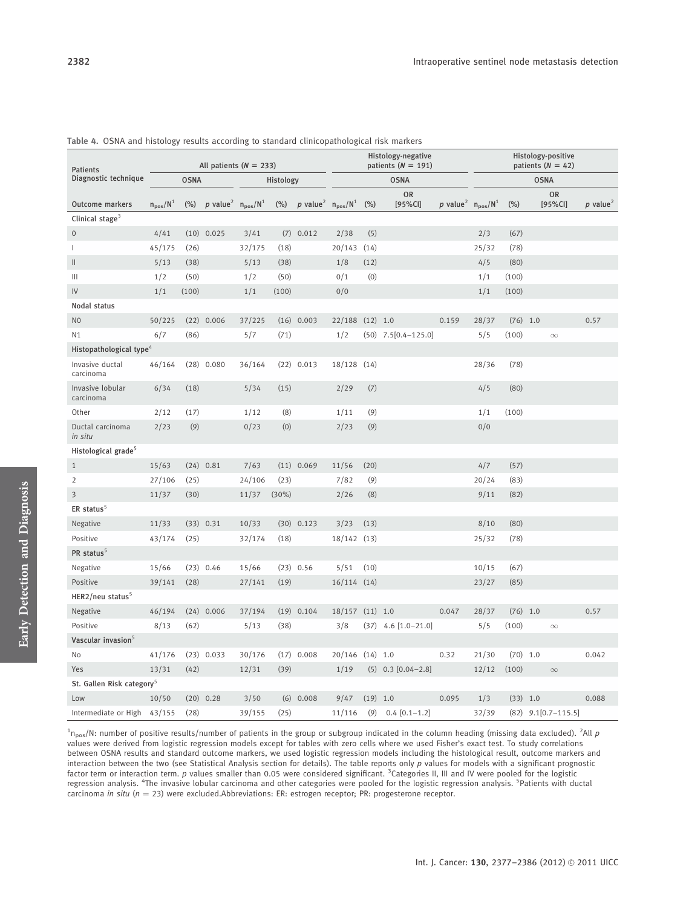**Table 4.** OSNA and histology results according to standard clinicopathological risk markers

| Patients | All patients ($N = 233$) | | | | | | Histology-negative patients ($N = 191$) | | | | Histology-positive patients ($N = 42$) | | | |
|---|---|---|---|---|---|---|---|---|---|---|---|---|---|---|
| Diagnostic technique | OSNA | | | Histology | | | OSNA | | | | OSNA | | | |
| Outcome markers | $n_{pos}/N$[1] | (%) | $p$ value[2] | $n_{pos}/N$[1] | (%) | $p$ value[2] | $n_{pos}/N$[1] | (%) | OR [95%CI] | $p$ value[2] | $n_{pos}/N$[1] | (%) | OR [95%CI] | $p$ value[2] |
| **Clinical stage**[3] | | | | | | | | | | | | | | |
| 0 | 4/41 | (10) | 0.025 | 3/41 | (7) | 0.012 | 2/38 | (5) | | | 2/3 | (67) | | |
| I | 45/175 | (26) | | 32/175 | (18) | | 20/143 | (14) | | | 25/32 | (78) | | |
| II | 5/13 | (38) | | 5/13 | (38) | | 1/8 | (12) | | | 4/5 | (80) | | |
| III | 1/2 | (50) | | 1/2 | (50) | | 0/1 | (0) | | | 1/1 | (100) | | |
| IV | 1/1 | (100) | | 1/1 | (100) | | 0/0 | | | | 1/1 | (100) | | |
| **Nodal status** | | | | | | | | | | | | | | |
| N0 | 50/225 | (22) | 0.006 | 37/225 | (16) | 0.003 | 22/188 | (12) | 1.0 | 0.159 | 28/37 | (76) | 1.0 | 0.57 |
| N1 | 6/7 | (86) | | 5/7 | (71) | | 1/2 | (50) | 7.5[0.4–125.0] | | 5/5 | (100) | $\infty$ | |
| **Histopathological type**[4] | | | | | | | | | | | | | | |
| Invasive ductal carcinoma | 46/164 | (28) | 0.080 | 36/164 | (22) | 0.013 | 18/128 | (14) | | | 28/36 | (78) | | |
| Invasive lobular carcinoma | 6/34 | (18) | | 5/34 | (15) | | 2/29 | (7) | | | 4/5 | (80) | | |
| Other | 2/12 | (17) | | 1/12 | (8) | | 1/11 | (9) | | | 1/1 | (100) | | |
| Ductal carcinoma *in situ* | 2/23 | (9) | | 0/23 | (0) | | 2/23 | (9) | | | 0/0 | | | |
| **Histological grade**[5] | | | | | | | | | | | | | | |
| 1 | 15/63 | (24) | 0.81 | 7/63 | (11) | 0.069 | 11/56 | (20) | | | 4/7 | (57) | | |
| 2 | 27/106 | (25) | | 24/106 | (23) | | 7/82 | (9) | | | 20/24 | (83) | | |
| 3 | 11/37 | (30) | | 11/37 | (30%) | | 2/26 | (8) | | | 9/11 | (82) | | |
| **ER status**[5] | | | | | | | | | | | | | | |
| Negative | 11/33 | (33) | 0.31 | 10/33 | (30) | 0.123 | 3/23 | (13) | | | 8/10 | (80) | | |
| Positive | 43/174 | (25) | | 32/174 | (18) | | 18/142 | (13) | | | 25/32 | (78) | | |
| **PR status**[5] | | | | | | | | | | | | | | |
| Negative | 15/66 | (23) | 0.46 | 15/66 | (23) | 0.56 | 5/51 | (10) | | | 10/15 | (67) | | |
| Positive | 39/141 | (28) | | 27/141 | (19) | | 16/114 | (14) | | | 23/27 | (85) | | |
| **HER2/neu status**[5] | | | | | | | | | | | | | | |
| Negative | 46/194 | (24) | 0.006 | 37/194 | (19) | 0.104 | 18/157 | (11) | 1.0 | 0.047 | 28/37 | (76) | 1.0 | 0.57 |
| Positive | 8/13 | (62) | | 5/13 | (38) | | 3/8 | (37) | 4.6 [1.0–21.0] | | 5/5 | (100) | $\infty$ | |
| **Vascular invasion**[5] | | | | | | | | | | | | | | |
| No | 41/176 | (23) | 0.033 | 30/176 | (17) | 0.008 | 20/146 | (14) | 1.0 | 0.32 | 21/30 | (70) | 1.0 | 0.042 |
| Yes | 13/31 | (42) | | 12/31 | (39) | | 1/19 | (5) | 0.3 [0.04–2.8] | | 12/12 | (100) | $\infty$ | |
| **St. Gallen Risk category**[5] | | | | | | | | | | | | | | |
| Low | 10/50 | (20) | 0.28 | 3/50 | (6) | 0.008 | 9/47 | (19) | 1.0 | 0.095 | 1/3 | (33) | 1.0 | 0.088 |
| Intermediate or High | 43/155 | (28) | | 39/155 | (25) | | 11/116 | (9) | 0.4 [0.1–1.2] | | 32/39 | (82) | 9.1[0.7–115.5] | |

[1]$n_{pos}$/N: number of positive results/number of patients in the group or subgroup indicated in the column heading (missing data excluded). [2]All $p$ values were derived from logistic regression models except for tables with zero cells where we used Fisher's exact test. To study correlations between OSNA results and standard outcome markers, we used logistic regression models including the histological result, outcome markers and interaction between the two (see Statistical Analysis section for details). The table reports only $p$ values for models with a significant prognostic factor term or interaction term. $p$ values smaller than 0.05 were considered significant. [3]Categories II, III and IV were pooled for the logistic regression analysis. [4]The invasive lobular carcinoma and other categories were pooled for the logistic regression analysis. [5]Patients with ductal carcinoma *in situ* ($n = 23$) were excluded.Abbreviations: ER: estrogen receptor; PR: progesterone receptor.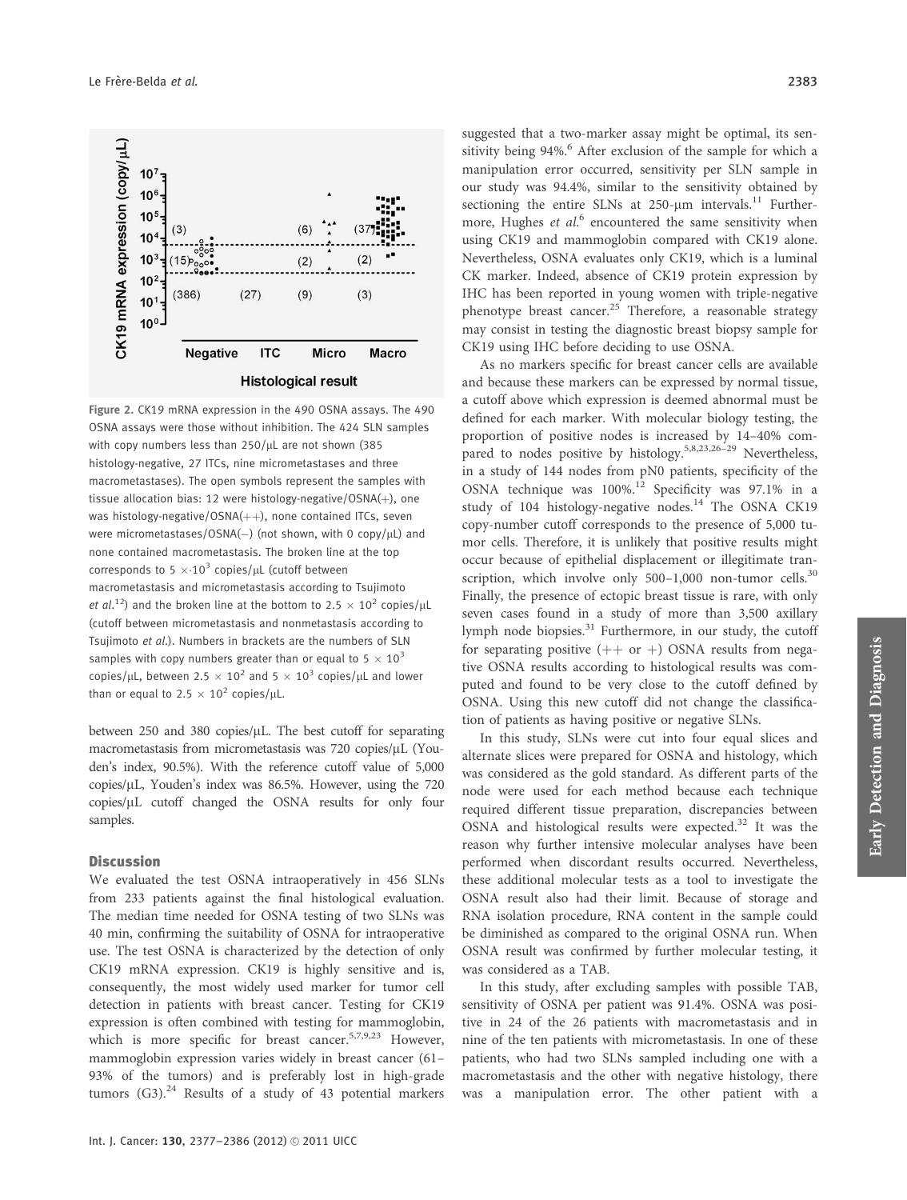Figure 2. CK19 mRNA expression in the 490 OSNA assays. The 490 OSNA assays were those without inhibition. The 424 SLN samples with copy numbers less than 250/μL are not shown (385 histology-negative, 27 ITCs, nine micrometastases and three macrometastases). The open symbols represent the samples with tissue allocation bias: 12 were histology-negative/OSNA(+), one was histology-negative/OSNA(++), none contained ITCs, seven were micrometastases/OSNA(−) (not shown, with 0 copy/μL) and none contained macrometastasis. The broken line at the top corresponds to $5 \times 10^3$ copies/μL (cutoff between macrometastasis and micrometastasis according to Tsujimoto *et al.*[12]) and the broken line at the bottom to $2.5 \times 10^2$ copies/μL (cutoff between micrometastasis and nonmetastasis according to Tsujimoto *et al.*). Numbers in brackets are the numbers of SLN samples with copy numbers greater than or equal to $5 \times 10^3$ copies/μL, between $2.5 \times 10^2$ and $5 \times 10^3$ copies/μL and lower than or equal to $2.5 \times 10^2$ copies/μL.

between 250 and 380 copies/μL. The best cutoff for separating macrometastasis from micrometastasis was 720 copies/μL (Youden's index, 90.5%). With the reference cutoff value of 5,000 copies/μL, Youden's index was 86.5%. However, using the 720 copies/μL cutoff changed the OSNA results for only four samples.

## Discussion

We evaluated the test OSNA intraoperatively in 456 SLNs from 233 patients against the final histological evaluation. The median time needed for OSNA testing of two SLNs was 40 min, confirming the suitability of OSNA for intraoperative use. The test OSNA is characterized by the detection of only CK19 mRNA expression. CK19 is highly sensitive and is, consequently, the most widely used marker for tumor cell detection in patients with breast cancer. Testing for CK19 expression is often combined with testing for mammoglobin, which is more specific for breast cancer.[5,7,9,23] However, mammoglobin expression varies widely in breast cancer (61–93% of the tumors) and is preferably lost in high-grade tumors (G3).[24] Results of a study of 43 potential markers suggested that a two-marker assay might be optimal, its sensitivity being 94%.[6] After exclusion of the sample for which a manipulation error occurred, sensitivity per SLN sample in our study was 94.4%, similar to the sensitivity obtained by sectioning the entire SLNs at 250-μm intervals.[11] Furthermore, Hughes *et al.*[6] encountered the same sensitivity when using CK19 and mammoglobin compared with CK19 alone. Nevertheless, OSNA evaluates only CK19, which is a luminal CK marker. Indeed, absence of CK19 protein expression by IHC has been reported in young women with triple-negative phenotype breast cancer.[25] Therefore, a reasonable strategy may consist in testing the diagnostic breast biopsy sample for CK19 using IHC before deciding to use OSNA.

As no markers specific for breast cancer cells are available and because these markers can be expressed by normal tissue, a cutoff above which expression is deemed abnormal must be defined for each marker. With molecular biology testing, the proportion of positive nodes is increased by 14–40% compared to nodes positive by histology.[5,8,23,26–29] Nevertheless, in a study of 144 nodes from pN0 patients, specificity of the OSNA technique was 100%.[12] Specificity was 97.1% in a study of 104 histology-negative nodes.[14] The OSNA CK19 copy-number cutoff corresponds to the presence of 5,000 tumor cells. Therefore, it is unlikely that positive results might occur because of epithelial displacement or illegitimate transcription, which involve only 500–1,000 non-tumor cells.[30] Finally, the presence of ectopic breast tissue is rare, with only seven cases found in a study of more than 3,500 axillary lymph node biopsies.[31] Furthermore, in our study, the cutoff for separating positive (++ or +) OSNA results from negative OSNA results according to histological results was computed and found to be very close to the cutoff defined by OSNA. Using this new cutoff did not change the classification of patients as having positive or negative SLNs.

In this study, SLNs were cut into four equal slices and alternate slices were prepared for OSNA and histology, which was considered as the gold standard. As different parts of the node were used for each method because each technique required different tissue preparation, discrepancies between OSNA and histological results were expected.[32] It was the reason why further intensive molecular analyses have been performed when discordant results occurred. Nevertheless, these additional molecular tests as a tool to investigate the OSNA result also had their limit. Because of storage and RNA isolation procedure, RNA content in the sample could be diminished as compared to the original OSNA run. When OSNA result was confirmed by further molecular testing, it was considered as a TAB.

In this study, after excluding samples with possible TAB, sensitivity of OSNA per patient was 91.4%. OSNA was positive in 24 of the 26 patients with macrometastasis and in nine of the ten patients with micrometastasis. In one of these patients, who had two SLNs sampled including one with a macrometastasis and the other with negative histology, there was a manipulation error. The other patient with a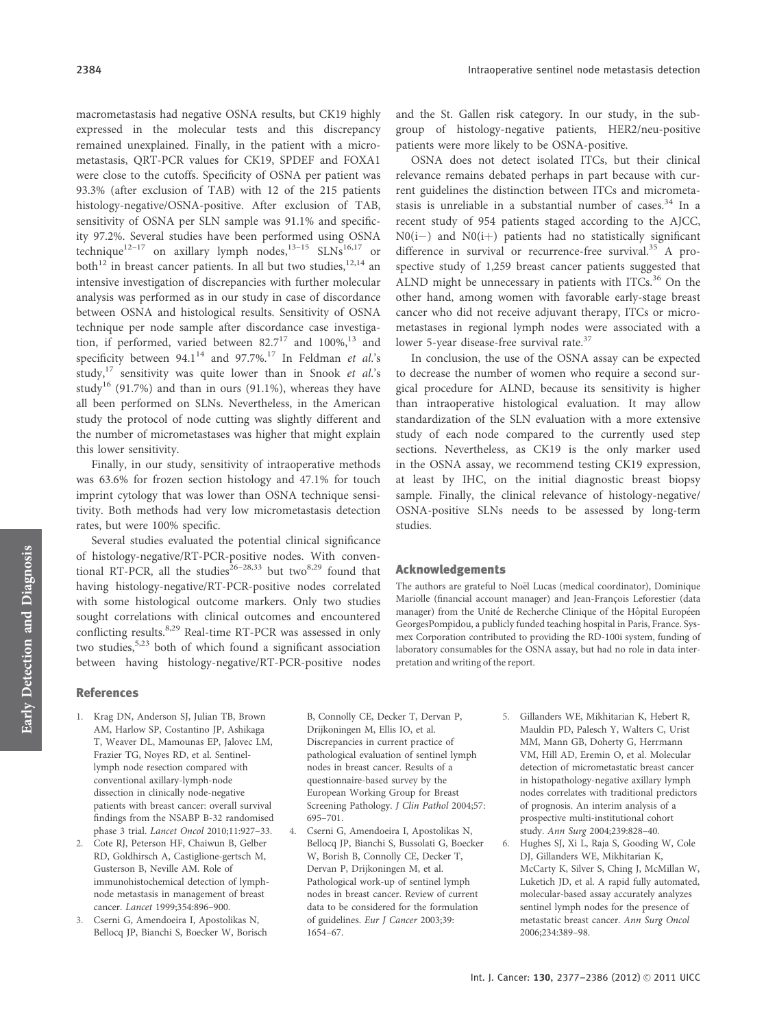macrometastasis had negative OSNA results, but CK19 highly expressed in the molecular tests and this discrepancy remained unexplained. Finally, in the patient with a micrometastasis, QRT-PCR values for CK19, SPDEF and FOXA1 were close to the cutoffs. Specificity of OSNA per patient was 93.3% (after exclusion of TAB) with 12 of the 215 patients histology-negative/OSNA-positive. After exclusion of TAB, sensitivity of OSNA per SLN sample was 91.1% and specificity 97.2%. Several studies have been performed using OSNA technique[12–17] on axillary lymph nodes,[13–15] SLNs[16,17] or both[12] in breast cancer patients. In all but two studies,[12,14] an intensive investigation of discrepancies with further molecular analysis was performed as in our study in case of discordance between OSNA and histological results. Sensitivity of OSNA technique per node sample after discordance case investigation, if performed, varied between 82.7[17] and 100%,[13] and specificity between 94.1[14] and 97.7%.[17] In Feldman *et al.*'s study,[17] sensitivity was quite lower than in Snook *et al.*'s study[16] (91.7%) and than in ours (91.1%), whereas they have all been performed on SLNs. Nevertheless, in the American study the protocol of node cutting was slightly different and the number of micrometastases was higher that might explain this lower sensitivity.

Finally, in our study, sensitivity of intraoperative methods was 63.6% for frozen section histology and 47.1% for touch imprint cytology that was lower than OSNA technique sensitivity. Both methods had very low micrometastasis detection rates, but were 100% specific.

Several studies evaluated the potential clinical significance of histology-negative/RT-PCR-positive nodes. With conventional RT-PCR, all the studies[26–28,33] but two[8,29] found that having histology-negative/RT-PCR-positive nodes correlated with some histological outcome markers. Only two studies sought correlations with clinical outcomes and encountered conflicting results.[8,29] Real-time RT-PCR was assessed in only two studies,[5,23] both of which found a significant association between having histology-negative/RT-PCR-positive nodes and the St. Gallen risk category. In our study, in the subgroup of histology-negative patients, HER2/neu-positive patients were more likely to be OSNA-positive.

OSNA does not detect isolated ITCs, but their clinical relevance remains debated perhaps in part because with current guidelines the distinction between ITCs and micrometastasis is unreliable in a substantial number of cases.[34] In a recent study of 954 patients staged according to the AJCC, N0(i−) and N0(i+) patients had no statistically significant difference in survival or recurrence-free survival.[35] A prospective study of 1,259 breast cancer patients suggested that ALND might be unnecessary in patients with ITCs.[36] On the other hand, among women with favorable early-stage breast cancer who did not receive adjuvant therapy, ITCs or micrometastases in regional lymph nodes were associated with a lower 5-year disease-free survival rate.[37]

In conclusion, the use of the OSNA assay can be expected to decrease the number of women who require a second surgical procedure for ALND, because its sensitivity is higher than intraoperative histological evaluation. It may allow standardization of the SLN evaluation with a more extensive study of each node compared to the currently used step sections. Nevertheless, as CK19 is the only marker used in the OSNA assay, we recommend testing CK19 expression, at least by IHC, on the initial diagnostic breast biopsy sample. Finally, the clinical relevance of histology-negative/OSNA-positive SLNs needs to be assessed by long-term studies.

## Acknowledgements

The authors are grateful to Noël Lucas (medical coordinator), Dominique Mariolle (financial account manager) and Jean-François Leforestier (data manager) from the Unité de Recherche Clinique of the Hôpital Européen GeorgesPompidou, a publicly funded teaching hospital in Paris, France. Sysmex Corporation contributed to providing the RD-100i system, funding of laboratory consumables for the OSNA assay, but had no role in data interpretation and writing of the report.

## References

1. Krag DN, Anderson SJ, Julian TB, Brown AM, Harlow SP, Costantino JP, Ashikaga T, Weaver DL, Mamounas EP, Jalovec LM, Frazier TG, Noyes RD, et al. Sentinel-lymph node resection compared with conventional axillary-lymph-node dissection in clinically node-negative patients with breast cancer: overall survival findings from the NSABP B-32 randomised phase 3 trial. *Lancet Oncol* 2010;11:927–33.
2. Cote RJ, Peterson HF, Chaiwun B, Gelber RD, Goldhirsch A, Castiglione-gertsch M, Gusterson B, Neville AM. Role of immunohistochemical detection of lymph-node metastasis in management of breast cancer. *Lancet* 1999;354:896–900.
3. Cserni G, Amendoeira I, Apostolikas N, Bellocq JP, Bianchi S, Boecker W, Borisch B, Connolly CE, Decker T, Dervan P, Drijkoningen M, Ellis IO, et al. Discrepancies in current practice of pathological evaluation of sentinel lymph nodes in breast cancer. Results of a questionnaire-based survey by the European Working Group for Breast Screening Pathology. *J Clin Pathol* 2004;57: 695–701.
4. Cserni G, Amendoeira I, Apostolikas N, Bellocq JP, Bianchi S, Bussolati G, Boecker W, Borish B, Connolly CE, Decker T, Dervan P, Drijkoningen M, et al. Pathological work-up of sentinel lymph nodes in breast cancer. Review of current data to be considered for the formulation of guidelines. *Eur J Cancer* 2003;39: 1654–67.
5. Gillanders WE, Mikhitarian K, Hebert R, Mauldin PD, Palesch Y, Walters C, Urist MM, Mann GB, Doherty G, Herrmann VM, Hill AD, Eremin O, et al. Molecular detection of micrometastatic breast cancer in histopathology-negative axillary lymph nodes correlates with traditional predictors of prognosis. An interim analysis of a prospective multi-institutional cohort study. *Ann Surg* 2004;239:828–40.
6. Hughes SJ, Xi L, Raja S, Gooding W, Cole DJ, Gillanders WE, Mikhitarian K, McCarty K, Silver S, Ching J, McMillan W, Luketich JD, et al. A rapid fully automated, molecular-based assay accurately analyzes sentinel lymph nodes for the presence of metastatic breast cancer. *Ann Surg Oncol* 2006;234:389–98.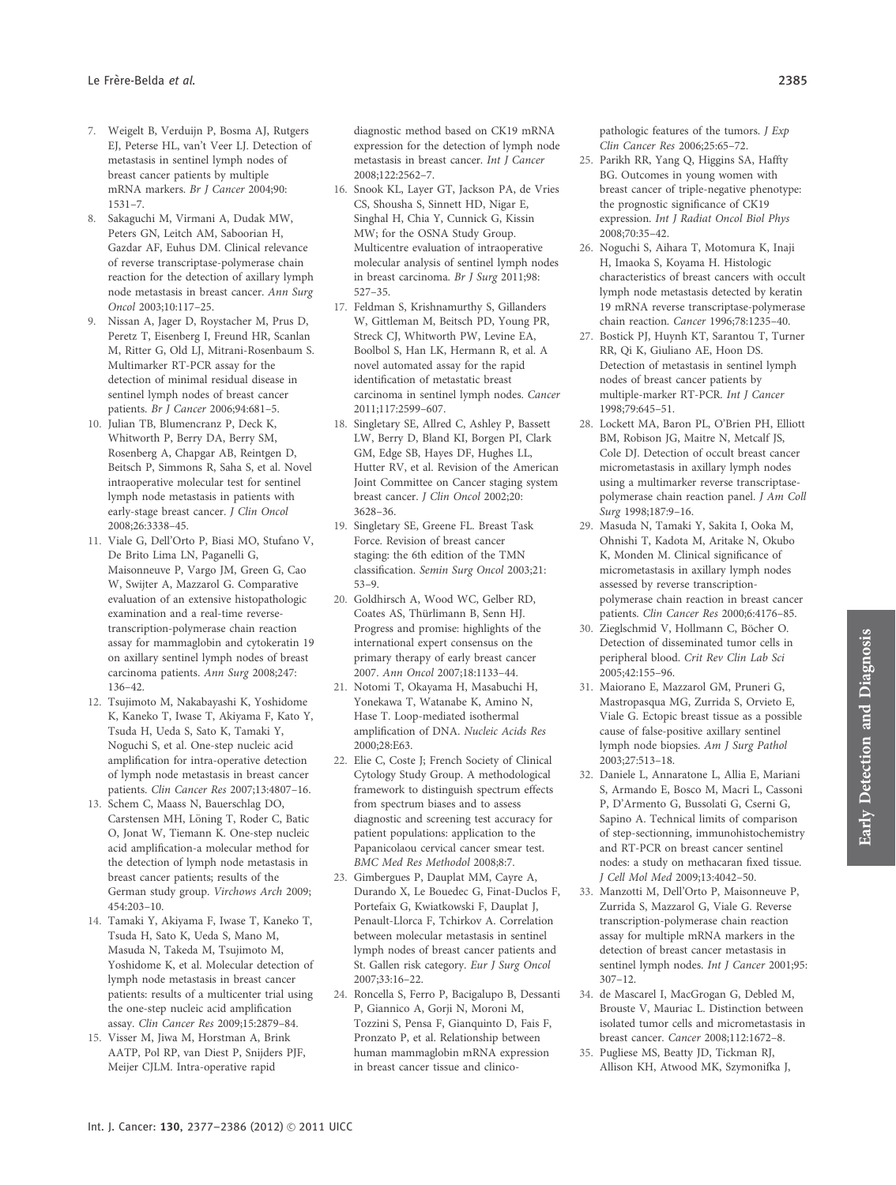7. Weigelt B, Verduijn P, Bosma AJ, Rutgers EJ, Peterse HL, van't Veer LJ. Detection of metastasis in sentinel lymph nodes of breast cancer patients by multiple mRNA markers. *Br J Cancer* 2004;90: 1531–7.
8. Sakaguchi M, Virmani A, Dudak MW, Peters GN, Leitch AM, Saboorian H, Gazdar AF, Euhus DM. Clinical relevance of reverse transcriptase-polymerase chain reaction for the detection of axillary lymph node metastasis in breast cancer. *Ann Surg Oncol* 2003;10:117–25.
9. Nissan A, Jager D, Roystacher M, Prus D, Peretz T, Eisenberg I, Freund HR, Scanlan M, Ritter G, Old LJ, Mitrani-Rosenbaum S. Multimarker RT-PCR assay for the detection of minimal residual disease in sentinel lymph nodes of breast cancer patients. *Br J Cancer* 2006;94:681–5.
10. Julian TB, Blumencranz P, Deck K, Whitworth P, Berry DA, Berry SM, Rosenberg A, Chapgar AB, Reintgen D, Beitsch P, Simmons R, Saha S, et al. Novel intraoperative molecular test for sentinel lymph node metastasis in patients with early-stage breast cancer. *J Clin Oncol* 2008;26:3338–45.
11. Viale G, Dell'Orto P, Biasi MO, Stufano V, De Brito Lima LN, Paganelli G, Maisonneuve P, Vargo JM, Green G, Cao W, Swijter A, Mazzarol G. Comparative evaluation of an extensive histopathologic examination and a real-time reverse-transcription-polymerase chain reaction assay for mammaglobin and cytokeratin 19 on axillary sentinel lymph nodes of breast carcinoma patients. *Ann Surg* 2008;247: 136–42.
12. Tsujimoto M, Nakabayashi K, Yoshidome K, Kaneko T, Iwase T, Akiyama F, Kato Y, Tsuda H, Ueda S, Sato K, Tamaki Y, Noguchi S, et al. One-step nucleic acid amplification for intra-operative detection of lymph node metastasis in breast cancer patients. *Clin Cancer Res* 2007;13:4807–16.
13. Schem C, Maass N, Bauerschlag DO, Carstensen MH, Löning T, Roder C, Batic O, Jonat W, Tiemann K. One-step nucleic acid amplification-a molecular method for the detection of lymph node metastasis in breast cancer patients; results of the German study group. *Virchows Arch* 2009; 454:203–10.
14. Tamaki Y, Akiyama F, Iwase T, Kaneko T, Tsuda H, Sato K, Ueda S, Mano M, Masuda N, Takeda M, Tsujimoto M, Yoshidome K, et al. Molecular detection of lymph node metastasis in breast cancer patients: results of a multicenter trial using the one-step nucleic acid amplification assay. *Clin Cancer Res* 2009;15:2879–84.
15. Visser M, Jiwa M, Horstman A, Brink AATP, Pol RP, van Diest P, Snijders PJF, Meijer CJLM. Intra-operative rapid diagnostic method based on CK19 mRNA expression for the detection of lymph node metastasis in breast cancer. *Int J Cancer* 2008;122:2562–7.
16. Snook KL, Layer GT, Jackson PA, de Vries CS, Shousha S, Sinnett HD, Nigar E, Singhal H, Chia Y, Cunnick G, Kissin MW; for the OSNA Study Group. Multicentre evaluation of intraoperative molecular analysis of sentinel lymph nodes in breast carcinoma. *Br J Surg* 2011;98: 527–35.
17. Feldman S, Krishnamurthy S, Gillanders W, Gittleman M, Beitsch PD, Young PR, Streck CJ, Whitworth PW, Levine EA, Boolbol S, Han LK, Hermann R, et al. A novel automated assay for the rapid identification of metastatic breast carcinoma in sentinel lymph nodes. *Cancer* 2011;117:2599–607.
18. Singletary SE, Allred C, Ashley P, Bassett LW, Berry D, Bland KI, Borgen PI, Clark GM, Edge SB, Hayes DF, Hughes LL, Hutter RV, et al. Revision of the American Joint Committee on Cancer staging system breast cancer. *J Clin Oncol* 2002;20: 3628–36.
19. Singletary SE, Greene FL. Breast Task Force. Revision of breast cancer staging: the 6th edition of the TMN classification. *Semin Surg Oncol* 2003;21: 53–9.
20. Goldhirsch A, Wood WC, Gelber RD, Coates AS, Thürlimann B, Senn HJ. Progress and promise: highlights of the international expert consensus on the primary therapy of early breast cancer 2007. *Ann Oncol* 2007;18:1133–44.
21. Notomi T, Okayama H, Masabuchi H, Yonekawa T, Watanabe K, Amino N, Hase T. Loop-mediated isothermal amplification of DNA. *Nucleic Acids Res* 2000;28:E63.
22. Elie C, Coste J; French Society of Clinical Cytology Study Group. A methodological framework to distinguish spectrum effects from spectrum biases and to assess diagnostic and screening test accuracy for patient populations: application to the Papanicolaou cervical cancer smear test. *BMC Med Res Methodol* 2008;8:7.
23. Gimbergues P, Dauplat MM, Cayre A, Durando X, Le Bouedec G, Finat-Duclos F, Portefaix G, Kwiatkowski F, Dauplat J, Penault-Llorca F, Tchirkov A. Correlation between molecular metastasis in sentinel lymph nodes of breast cancer patients and St. Gallen risk category. *Eur J Surg Oncol* 2007;33:16–22.
24. Roncella S, Ferro P, Bacigalupo B, Dessanti P, Giannico A, Gorji N, Moroni M, Tozzini S, Pensa F, Gianquinto D, Fais F, Pronzato P, et al. Relationship between human mammaglobin mRNA expression in breast cancer tissue and clinico-pathologic features of the tumors. *J Exp Clin Cancer Res* 2006;25:65–72.
25. Parikh RR, Yang Q, Higgins SA, Haffty BG. Outcomes in young women with breast cancer of triple-negative phenotype: the prognostic significance of CK19 expression. *Int J Radiat Oncol Biol Phys* 2008;70:35–42.
26. Noguchi S, Aihara T, Motomura K, Inaji H, Imaoka S, Koyama H. Histologic characteristics of breast cancers with occult lymph node metastasis detected by keratin 19 mRNA reverse transcriptase-polymerase chain reaction. *Cancer* 1996;78:1235–40.
27. Bostick PJ, Huynh KT, Sarantou T, Turner RR, Qi K, Giuliano AE, Hoon DS. Detection of metastasis in sentinel lymph nodes of breast cancer patients by multiple-marker RT-PCR. *Int J Cancer* 1998;79:645–51.
28. Lockett MA, Baron PL, O'Brien PH, Elliott BM, Robison JG, Maitre N, Metcalf JS, Cole DJ. Detection of occult breast cancer micrometastasis in axillary lymph nodes using a multimarker reverse transcriptase-polymerase chain reaction panel. *J Am Coll Surg* 1998;187:9–16.
29. Masuda N, Tamaki Y, Sakita I, Ooka M, Ohnishi T, Kadota M, Aritake N, Okubo K, Monden M. Clinical significance of micrometastasis in axillary lymph nodes assessed by reverse transcription-polymerase chain reaction in breast cancer patients. *Clin Cancer Res* 2000;6:4176–85.
30. Zieglschmid V, Hollmann C, Böcher O. Detection of disseminated tumor cells in peripheral blood. *Crit Rev Clin Lab Sci* 2005;42:155–96.
31. Maiorano E, Mazzarol GM, Pruneri G, Mastropasqua MG, Zurrida S, Orvieto E, Viale G. Ectopic breast tissue as a possible cause of false-positive axillary sentinel lymph node biopsies. *Am J Surg Pathol* 2003;27:513–18.
32. Daniele L, Annaratone L, Allia E, Mariani S, Armando E, Bosco M, Macri L, Cassoni P, D'Armento G, Bussolati G, Cserni G, Sapino A. Technical limits of comparison of step-sectionning, immunohistochemistry and RT-PCR on breast cancer sentinel nodes: a study on methacaran fixed tissue. *J Cell Mol Med* 2009;13:4042–50.
33. Manzotti M, Dell'Orto P, Maisonneuve P, Zurrida S, Mazzarol G, Viale G. Reverse transcription-polymerase chain reaction assay for multiple mRNA markers in the detection of breast cancer metastasis in sentinel lymph nodes. *Int J Cancer* 2001;95: 307–12.
34. de Mascarel I, MacGrogan G, Debled M, Brouste V, Mauriac L. Distinction between isolated tumor cells and micrometastasis in breast cancer. *Cancer* 2008;112:1672–8.
35. Pugliese MS, Beatty JD, Tickman RJ, Allison KH, Atwood MK, Szymonifka J,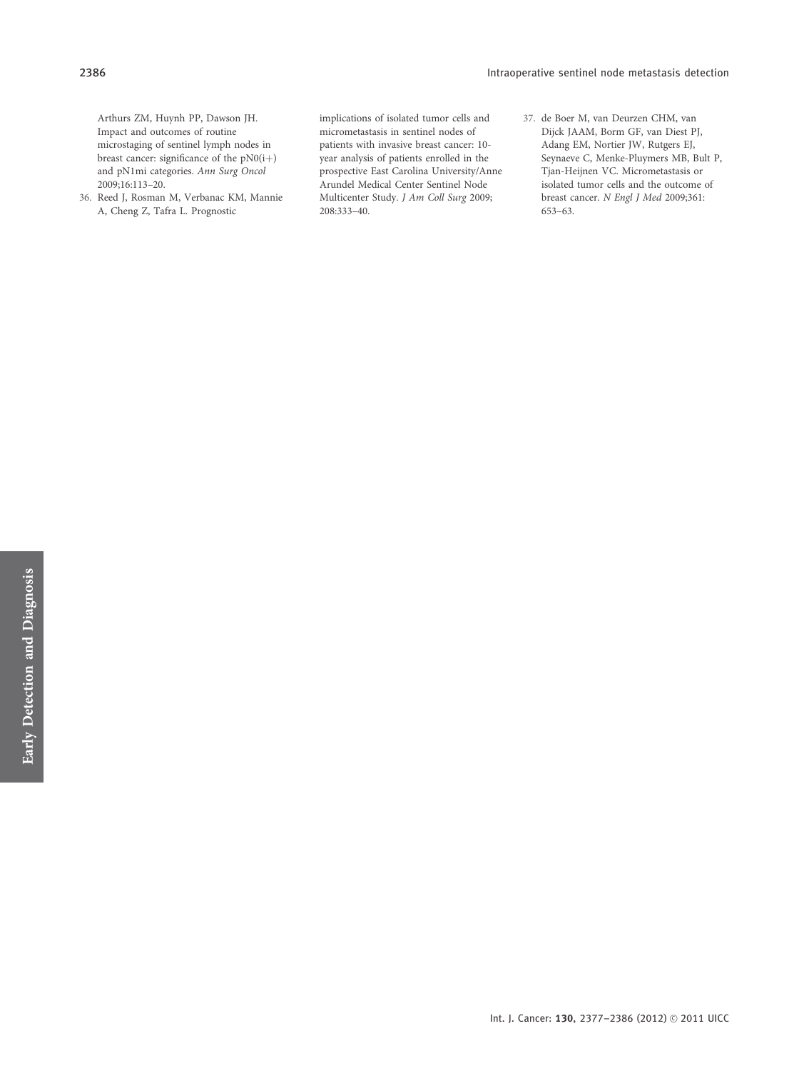Arthurs ZM, Huynh PP, Dawson JH. Impact and outcomes of routine microstaging of sentinel lymph nodes in breast cancer: significance of the pN0(i+) and pN1mi categories. *Ann Surg Oncol* 2009;16:113–20.

36. Reed J, Rosman M, Verbanac KM, Mannie A, Cheng Z, Tafra L. Prognostic implications of isolated tumor cells and micrometastasis in sentinel nodes of patients with invasive breast cancer: 10-year analysis of patients enrolled in the prospective East Carolina University/Anne Arundel Medical Center Sentinel Node Multicenter Study. *J Am Coll Surg* 2009; 208:333–40.
37. de Boer M, van Deurzen CHM, van Dijck JAAM, Borm GF, van Diest PJ, Adang EM, Nortier JW, Rutgers EJ, Seynaeve C, Menke-Pluymers MB, Bult P, Tjan-Heijnen VC. Micrometastasis or isolated tumor cells and the outcome of breast cancer. *N Engl J Med* 2009;361: 653–63.